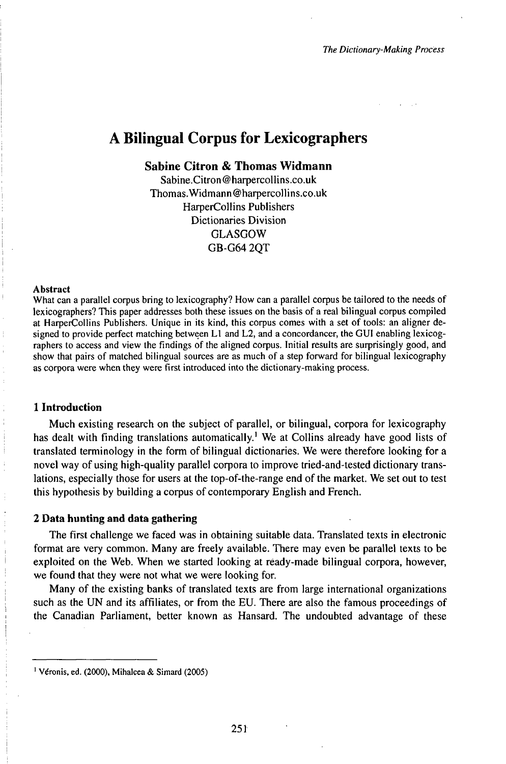# A Bilingual Corpus for Lexicographers

**Sabine Citron & Thomas Widmann**

Sabine.Citron@harpercollins.co.uk
Thomas.Widmann@harpercollins.co.uk
HarperCollins Publishers
Dictionaries Division
GLASGOW
GB-G64 2QT

**Abstract**

What can a parallel corpus bring to lexicography? How can a parallel corpus be tailored to the needs of lexicographers? This paper addresses both these issues on the basis of a real bilingual corpus compiled at HarperCollins Publishers. Unique in its kind, this corpus comes with a set of tools: an aligner designed to provide perfect matching between L1 and L2, and a concordancer, the GUI enabling lexicographers to access and view the findings of the aligned corpus. Initial results are surprisingly good, and show that pairs of matched bilingual sources are as much of a step forward for bilingual lexicography as corpora were when they were first introduced into the dictionary-making process.

## 1 Introduction

Much existing research on the subject of parallel, or bilingual, corpora for lexicography has dealt with finding translations automatically.[1] We at Collins already have good lists of translated terminology in the form of bilingual dictionaries. We were therefore looking for a novel way of using high-quality parallel corpora to improve tried-and-tested dictionary translations, especially those for users at the top-of-the-range end of the market. We set out to test this hypothesis by building a corpus of contemporary English and French.

## 2 Data hunting and data gathering

The first challenge we faced was in obtaining suitable data. Translated texts in electronic format are very common. Many are freely available. There may even be parallel texts to be exploited on the Web. When we started looking at ready-made bilingual corpora, however, we found that they were not what we were looking for.

Many of the existing banks of translated texts are from large international organizations such as the UN and its affiliates, or from the EU. There are also the famous proceedings of the Canadian Parliament, better known as Hansard. The undoubted advantage of these

[1] Véronis, ed. (2000), Mihalcea & Simard (2005)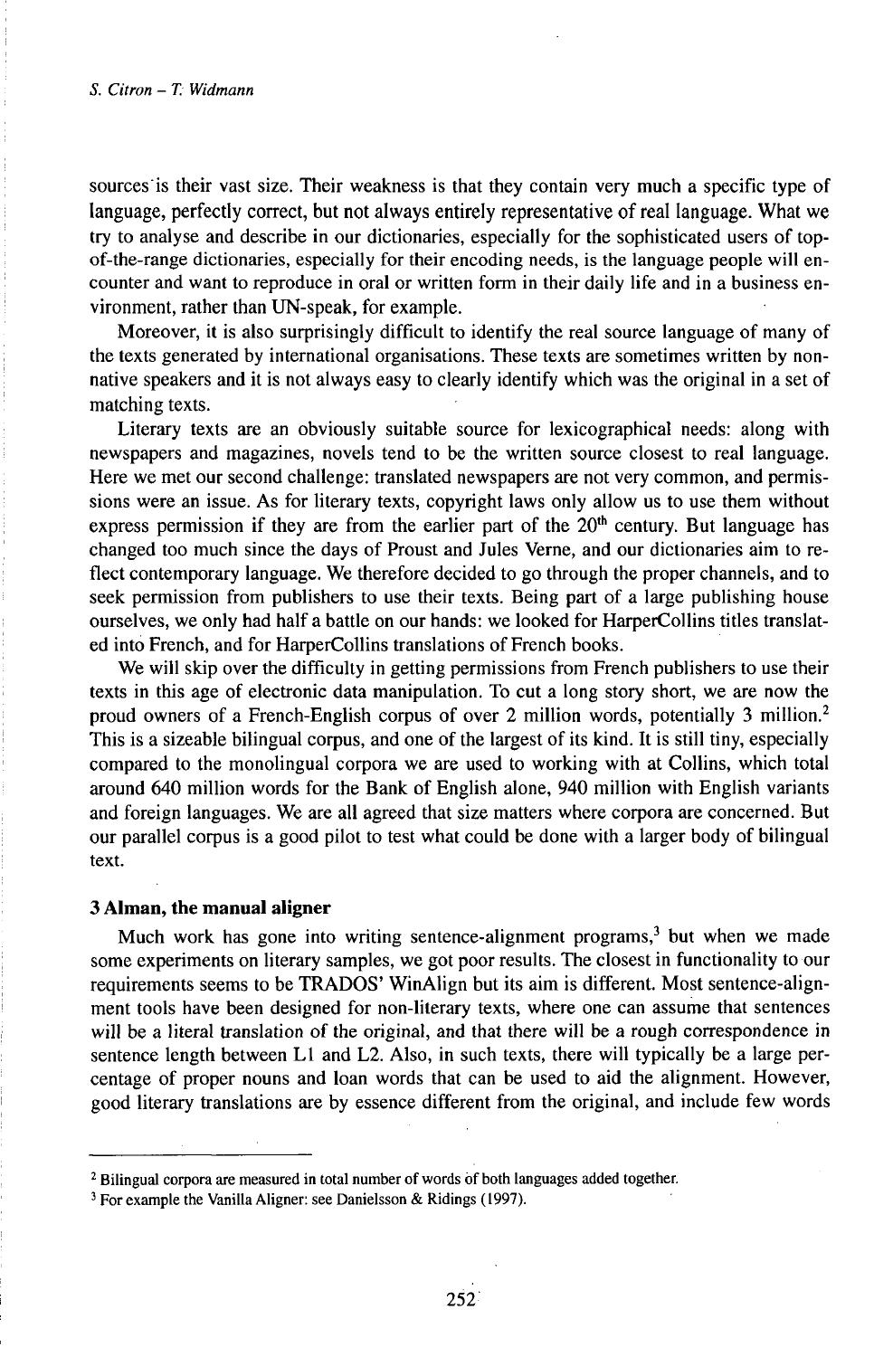sources is their vast size. Their weakness is that they contain very much a specific type of language, perfectly correct, but not always entirely representative of real language. What we try to analyse and describe in our dictionaries, especially for the sophisticated users of top-of-the-range dictionaries, especially for their encoding needs, is the language people will encounter and want to reproduce in oral or written form in their daily life and in a business environment, rather than UN-speak, for example.

Moreover, it is also surprisingly difficult to identify the real source language of many of the texts generated by international organisations. These texts are sometimes written by non-native speakers and it is not always easy to clearly identify which was the original in a set of matching texts.

Literary texts are an obviously suitable source for lexicographical needs: along with newspapers and magazines, novels tend to be the written source closest to real language. Here we met our second challenge: translated newspapers are not very common, and permissions were an issue. As for literary texts, copyright laws only allow us to use them without express permission if they are from the earlier part of the 20th century. But language has changed too much since the days of Proust and Jules Verne, and our dictionaries aim to reflect contemporary language. We therefore decided to go through the proper channels, and to seek permission from publishers to use their texts. Being part of a large publishing house ourselves, we only had half a battle on our hands: we looked for HarperCollins titles translated into French, and for HarperCollins translations of French books.

We will skip over the difficulty in getting permissions from French publishers to use their texts in this age of electronic data manipulation. To cut a long story short, we are now the proud owners of a French-English corpus of over 2 million words, potentially 3 million.[2] This is a sizeable bilingual corpus, and one of the largest of its kind. It is still tiny, especially compared to the monolingual corpora we are used to working with at Collins, which total around 640 million words for the Bank of English alone, 940 million with English variants and foreign languages. We are all agreed that size matters where corpora are concerned. But our parallel corpus is a good pilot to test what could be done with a larger body of bilingual text.

## 3 Alman, the manual aligner

Much work has gone into writing sentence-alignment programs,[3] but when we made some experiments on literary samples, we got poor results. The closest in functionality to our requirements seems to be TRADOS' WinAlign but its aim is different. Most sentence-alignment tools have been designed for non-literary texts, where one can assume that sentences will be a literal translation of the original, and that there will be a rough correspondence in sentence length between L1 and L2. Also, in such texts, there will typically be a large percentage of proper nouns and loan words that can be used to aid the alignment. However, good literary translations are by essence different from the original, and include few words

---

[2] Bilingual corpora are measured in total number of words of both languages added together.

[3] For example the Vanilla Aligner: see Danielsson & Ridings (1997).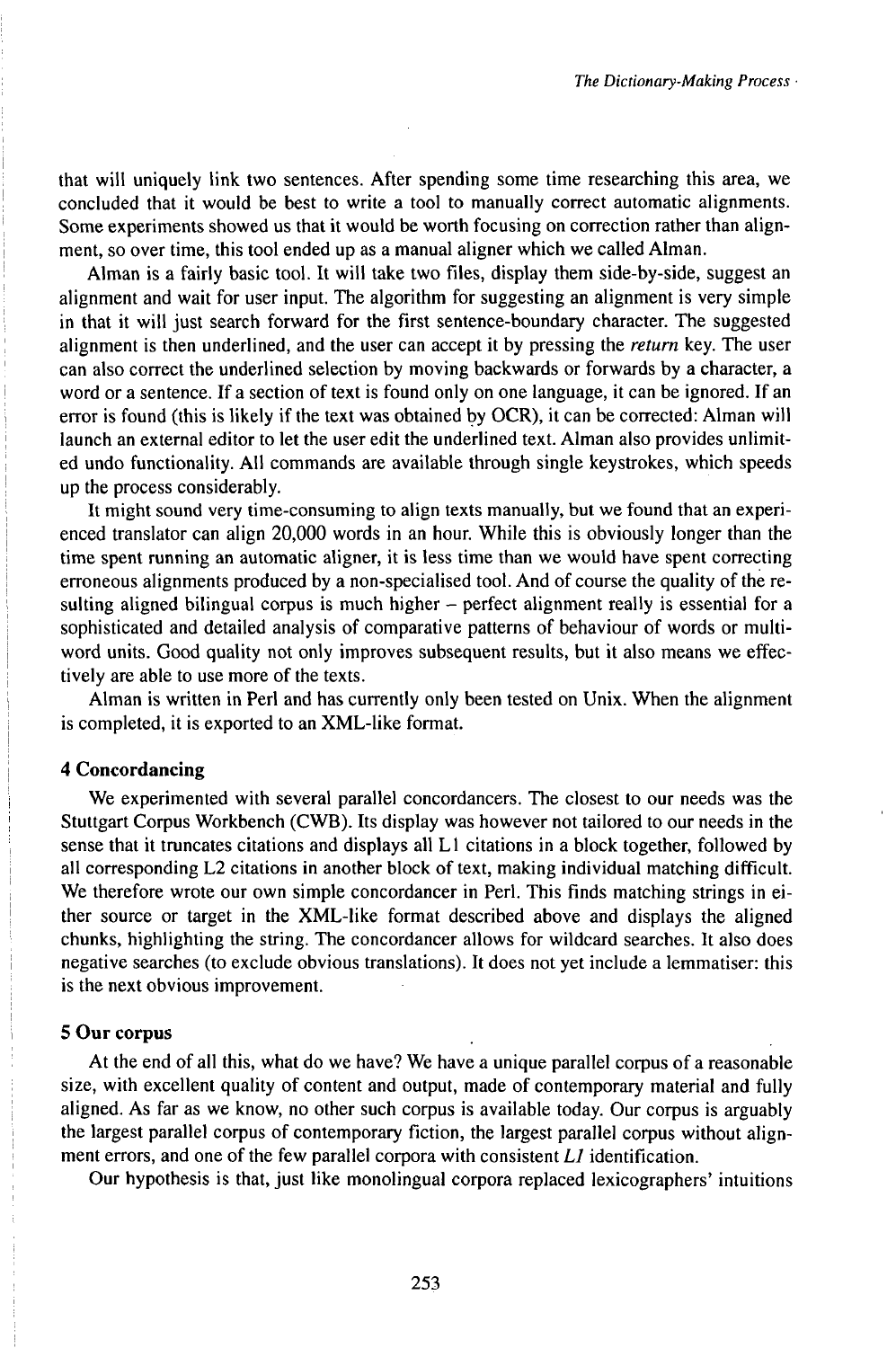that will uniquely link two sentences. After spending some time researching this area, we concluded that it would be best to write a tool to manually correct automatic alignments. Some experiments showed us that it would be worth focusing on correction rather than alignment, so over time, this tool ended up as a manual aligner which we called Alman.

Alman is a fairly basic tool. It will take two files, display them side-by-side, suggest an alignment and wait for user input. The algorithm for suggesting an alignment is very simple in that it will just search forward for the first sentence-boundary character. The suggested alignment is then underlined, and the user can accept it by pressing the *return* key. The user can also correct the underlined selection by moving backwards or forwards by a character, a word or a sentence. If a section of text is found only on one language, it can be ignored. If an error is found (this is likely if the text was obtained by OCR), it can be corrected: Alman will launch an external editor to let the user edit the underlined text. Alman also provides unlimited undo functionality. All commands are available through single keystrokes, which speeds up the process considerably.

It might sound very time-consuming to align texts manually, but we found that an experienced translator can align 20,000 words in an hour. While this is obviously longer than the time spent running an automatic aligner, it is less time than we would have spent correcting erroneous alignments produced by a non-specialised tool. And of course the quality of the resulting aligned bilingual corpus is much higher – perfect alignment really is essential for a sophisticated and detailed analysis of comparative patterns of behaviour of words or multiword units. Good quality not only improves subsequent results, but it also means we effectively are able to use more of the texts.

Alman is written in Perl and has currently only been tested on Unix. When the alignment is completed, it is exported to an XML-like format.

## 4 Concordancing

We experimented with several parallel concordancers. The closest to our needs was the Stuttgart Corpus Workbench (CWB). Its display was however not tailored to our needs in the sense that it truncates citations and displays all L1 citations in a block together, followed by all corresponding L2 citations in another block of text, making individual matching difficult. We therefore wrote our own simple concordancer in Perl. This finds matching strings in either source or target in the XML-like format described above and displays the aligned chunks, highlighting the string. The concordancer allows for wildcard searches. It also does negative searches (to exclude obvious translations). It does not yet include a lemmatiser: this is the next obvious improvement.

## 5 Our corpus

At the end of all this, what do we have? We have a unique parallel corpus of a reasonable size, with excellent quality of content and output, made of contemporary material and fully aligned. As far as we know, no other such corpus is available today. Our corpus is arguably the largest parallel corpus of contemporary fiction, the largest parallel corpus without alignment errors, and one of the few parallel corpora with consistent *L1* identification.

Our hypothesis is that, just like monolingual corpora replaced lexicographers' intuitions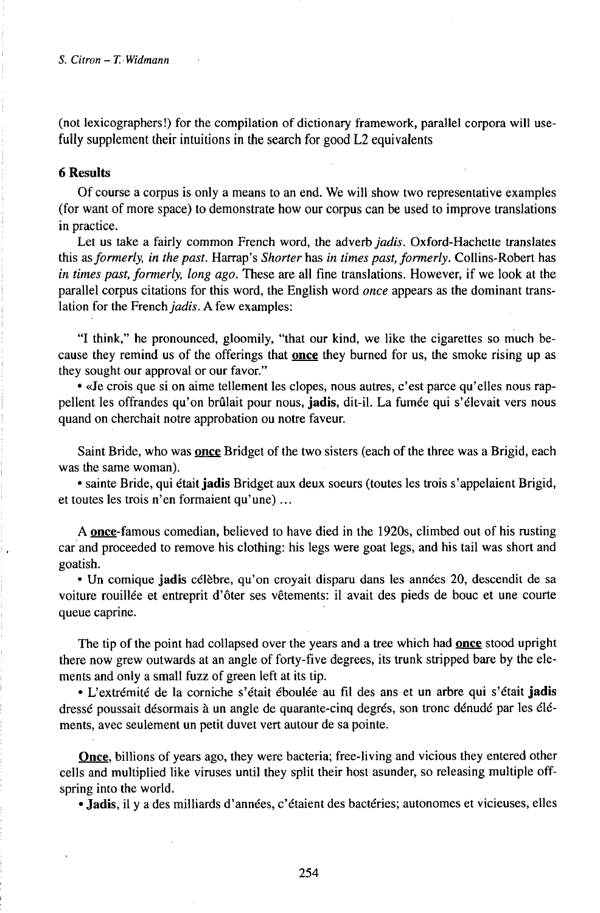(not lexicographers!) for the compilation of dictionary framework, parallel corpora will usefully supplement their intuitions in the search for good L2 equivalents

**6 Results**

Of course a corpus is only a means to an end. We will show two representative examples (for want of more space) to demonstrate how our corpus can be used to improve translations in practice.

Let us take a fairly common French word, the adverb *jadis*. Oxford-Hachette translates this as *formerly, in the past*. Harrap's *Shorter* has *in times past, formerly*. Collins-Robert has *in times past, formerly, long ago*. These are all fine translations. However, if we look at the parallel corpus citations for this word, the English word *once* appears as the dominant translation for the French *jadis*. A few examples:

"I think," he pronounced, gloomily, "that our kind, we like the cigarettes so much because they remind us of the offerings that **once** they burned for us, the smoke rising up as they sought our approval or our favor."

• «Je crois que si on aime tellement les clopes, nous autres, c'est parce qu'elles nous rappellent les offrandes qu'on brûlait pour nous, **jadis**, dit-il. La fumée qui s'élevait vers nous quand on cherchait notre approbation ou notre faveur.

Saint Bride, who was **once** Bridget of the two sisters (each of the three was a Brigid, each was the same woman).

• sainte Bride, qui était **jadis** Bridget aux deux soeurs (toutes les trois s'appelaient Brigid, et toutes les trois n'en formaient qu'une) ...

A **once**-famous comedian, believed to have died in the 1920s, climbed out of his rusting car and proceeded to remove his clothing: his legs were goat legs, and his tail was short and goatish.

• Un comique **jadis** célèbre, qu'on croyait disparu dans les années 20, descendit de sa voiture rouillée et entreprit d'ôter ses vêtements: il avait des pieds de bouc et une courte queue caprine.

The tip of the point had collapsed over the years and a tree which had **once** stood upright there now grew outwards at an angle of forty-five degrees, its trunk stripped bare by the elements and only a small fuzz of green left at its tip.

• L'extrémité de la corniche s'était éboulée au fil des ans et un arbre qui s'était **jadis** dressé poussait désormais à un angle de quarante-cinq degrés, son tronc dénudé par les éléments, avec seulement un petit duvet vert autour de sa pointe.

**Once**, billions of years ago, they were bacteria; free-living and vicious they entered other cells and multiplied like viruses until they split their host asunder, so releasing multiple offspring into the world.

• **Jadis**, il y a des milliards d'années, c'étaient des bactéries; autonomes et vicieuses, elles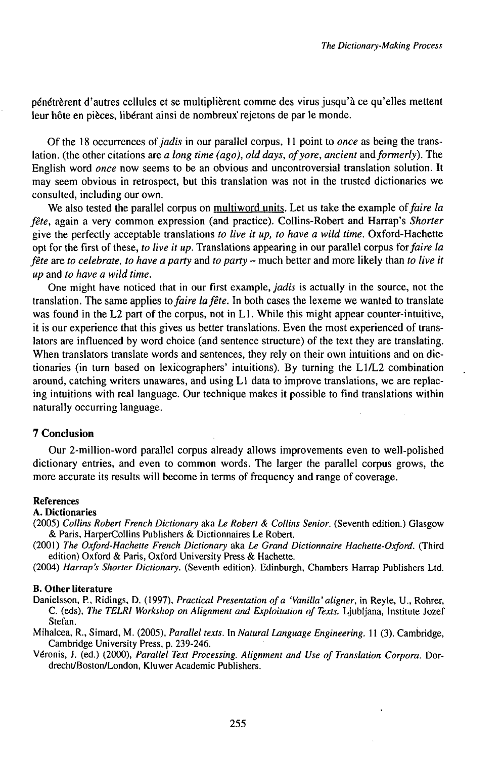pénétrèrent d'autres cellules et se multiplièrent comme des virus jusqu'à ce qu'elles mettent leur hôte en pièces, libérant ainsi de nombreux rejetons de par le monde.

Of the 18 occurrences of *jadis* in our parallel corpus, 11 point to *once* as being the translation. (the other citations are *a long time (ago), old days, of yore, ancient* and *formerly*). The English word *once* now seems to be an obvious and uncontroversial translation solution. It may seem obvious in retrospect, but this translation was not in the trusted dictionaries we consulted, including our own.

We also tested the parallel corpus on multiword units. Let us take the example of *faire la fête*, again a very common expression (and practice). Collins-Robert and Harrap's *Shorter* give the perfectly acceptable translations *to live it up, to have a wild time*. Oxford-Hachette opt for the first of these, *to live it up*. Translations appearing in our parallel corpus for *faire la fête* are *to celebrate, to have a party* and *to party* – much better and more likely than *to live it up* and *to have a wild time*.

One might have noticed that in our first example, *jadis* is actually in the source, not the translation. The same applies to *faire la fête*. In both cases the lexeme we wanted to translate was found in the L2 part of the corpus, not in L1. While this might appear counter-intuitive, it is our experience that this gives us better translations. Even the most experienced of translators are influenced by word choice (and sentence structure) of the text they are translating. When translators translate words and sentences, they rely on their own intuitions and on dictionaries (in turn based on lexicographers' intuitions). By turning the L1/L2 combination around, catching writers unawares, and using L1 data to improve translations, we are replacing intuitions with real language. Our technique makes it possible to find translations within naturally occurring language.

## 7 Conclusion

Our 2-million-word parallel corpus already allows improvements even to well-polished dictionary entries, and even to common words. The larger the parallel corpus grows, the more accurate its results will become in terms of frequency and range of coverage.

### References

#### A. Dictionaries

(2005) *Collins Robert French Dictionary* aka *Le Robert & Collins Senior*. (Seventh edition.) Glasgow & Paris, HarperCollins Publishers & Dictionnaires Le Robert.

(2001) *The Oxford-Hachette French Dictionary* aka *Le Grand Dictionnaire Hachette-Oxford*. (Third edition) Oxford & Paris, Oxford University Press & Hachette.

(2004) *Harrap's Shorter Dictionary*. (Seventh edition). Edinburgh, Chambers Harrap Publishers Ltd.

#### B. Other literature

Danielsson, P., Ridings, D. (1997), *Practical Presentation of a 'Vanilla' aligner*, in Reyle, U., Rohrer, C. (eds), *The TELRI Workshop on Alignment and Exploitation of Texts*. Ljubljana, Institute Jozef Stefan.

Mihalcea, R., Simard, M. (2005), *Parallel texts*. In *Natural Language Engineering*. 11 (3). Cambridge, Cambridge University Press, p. 239-246.

Véronis, J. (ed.) (2000), *Parallel Text Processing. Alignment and Use of Translation Corpora*. Dordrecht/Boston/London, Kluwer Academic Publishers.